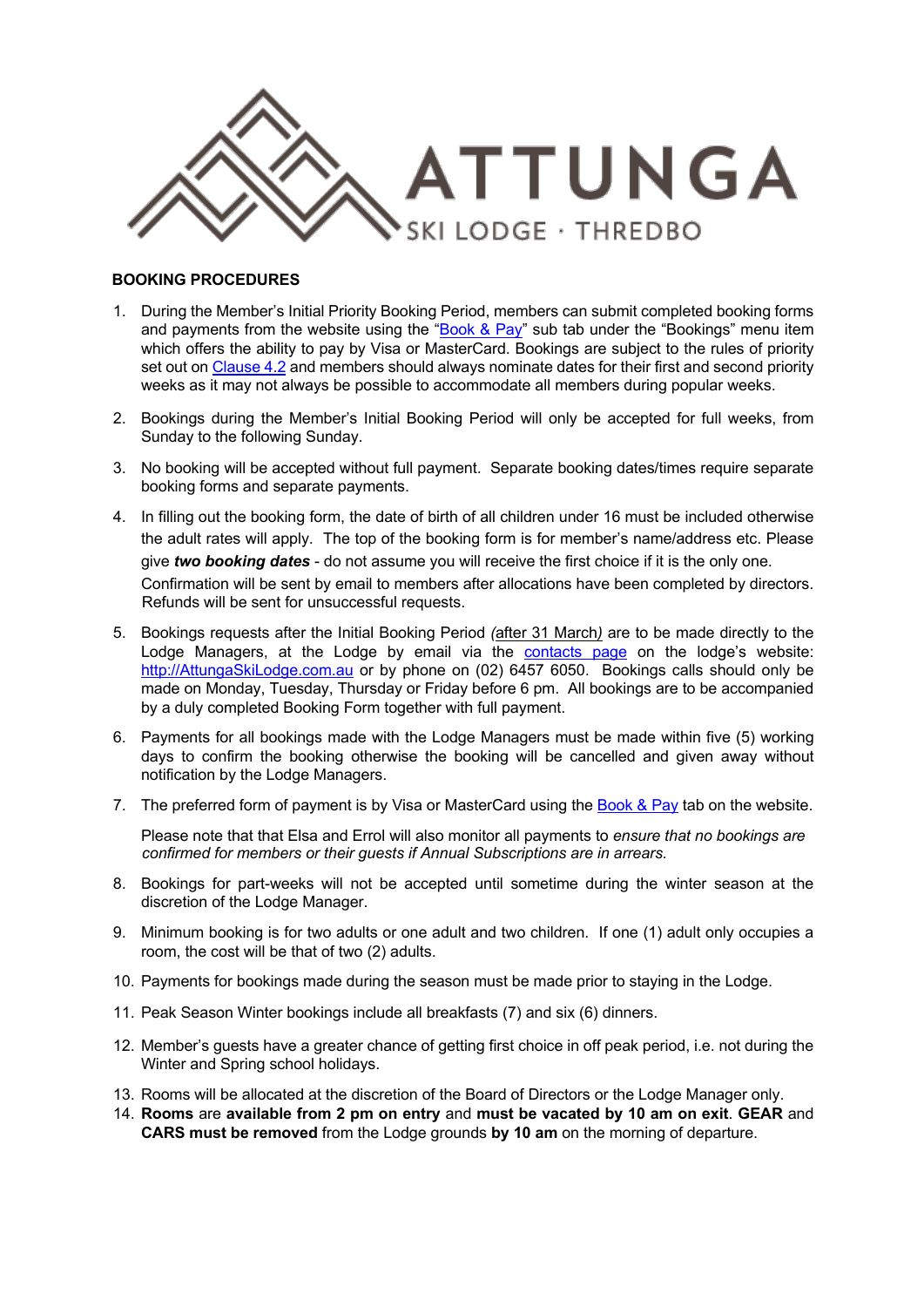ATTUNGA

SKI LODGE · THREDBO

**BOOKING PROCEDURES**

1. During the Member's Initial Priority Booking Period, members can submit completed booking forms and payments from the website using the "Book & Pay" sub tab under the "Bookings" menu item which offers the ability to pay by Visa or MasterCard. Bookings are subject to the rules of priority set out on Clause 4.2 and members should always nominate dates for their first and second priority weeks as it may not always be possible to accommodate all members during popular weeks.

2. Bookings during the Member's Initial Booking Period will only be accepted for full weeks, from Sunday to the following Sunday.

3. No booking will be accepted without full payment. Separate booking dates/times require separate booking forms and separate payments.

4. In filling out the booking form, the date of birth of all children under 16 must be included otherwise the adult rates will apply. The top of the booking form is for member's name/address etc. Please give ***two booking dates*** - do not assume you will receive the first choice if it is the only one. Confirmation will be sent by email to members after allocations have been completed by directors. Refunds will be sent for unsuccessful requests.

5. Bookings requests after the Initial Booking Period *(*after 31 March*)* are to be made directly to the Lodge Managers, at the Lodge by email via the contacts page on the lodge's website: http://AttungaSkiLodge.com.au or by phone on (02) 6457 6050. Bookings calls should only be made on Monday, Tuesday, Thursday or Friday before 6 pm. All bookings are to be accompanied by a duly completed Booking Form together with full payment.

6. Payments for all bookings made with the Lodge Managers must be made within five (5) working days to confirm the booking otherwise the booking will be cancelled and given away without notification by the Lodge Managers.

7. The preferred form of payment is by Visa or MasterCard using the Book & Pay tab on the website.

   Please note that that Elsa and Errol will also monitor all payments to *ensure that no bookings are confirmed for members or their guests if Annual Subscriptions are in arrears.*

8. Bookings for part-weeks will not be accepted until sometime during the winter season at the discretion of the Lodge Manager.

9. Minimum booking is for two adults or one adult and two children. If one (1) adult only occupies a room, the cost will be that of two (2) adults.

10. Payments for bookings made during the season must be made prior to staying in the Lodge.

11. Peak Season Winter bookings include all breakfasts (7) and six (6) dinners.

12. Member's guests have a greater chance of getting first choice in off peak period, i.e. not during the Winter and Spring school holidays.

13. Rooms will be allocated at the discretion of the Board of Directors or the Lodge Manager only.

14. **Rooms** are **available from 2 pm on entry** and **must be vacated by 10 am on exit**. **GEAR** and **CARS must be removed** from the Lodge grounds **by 10 am** on the morning of departure.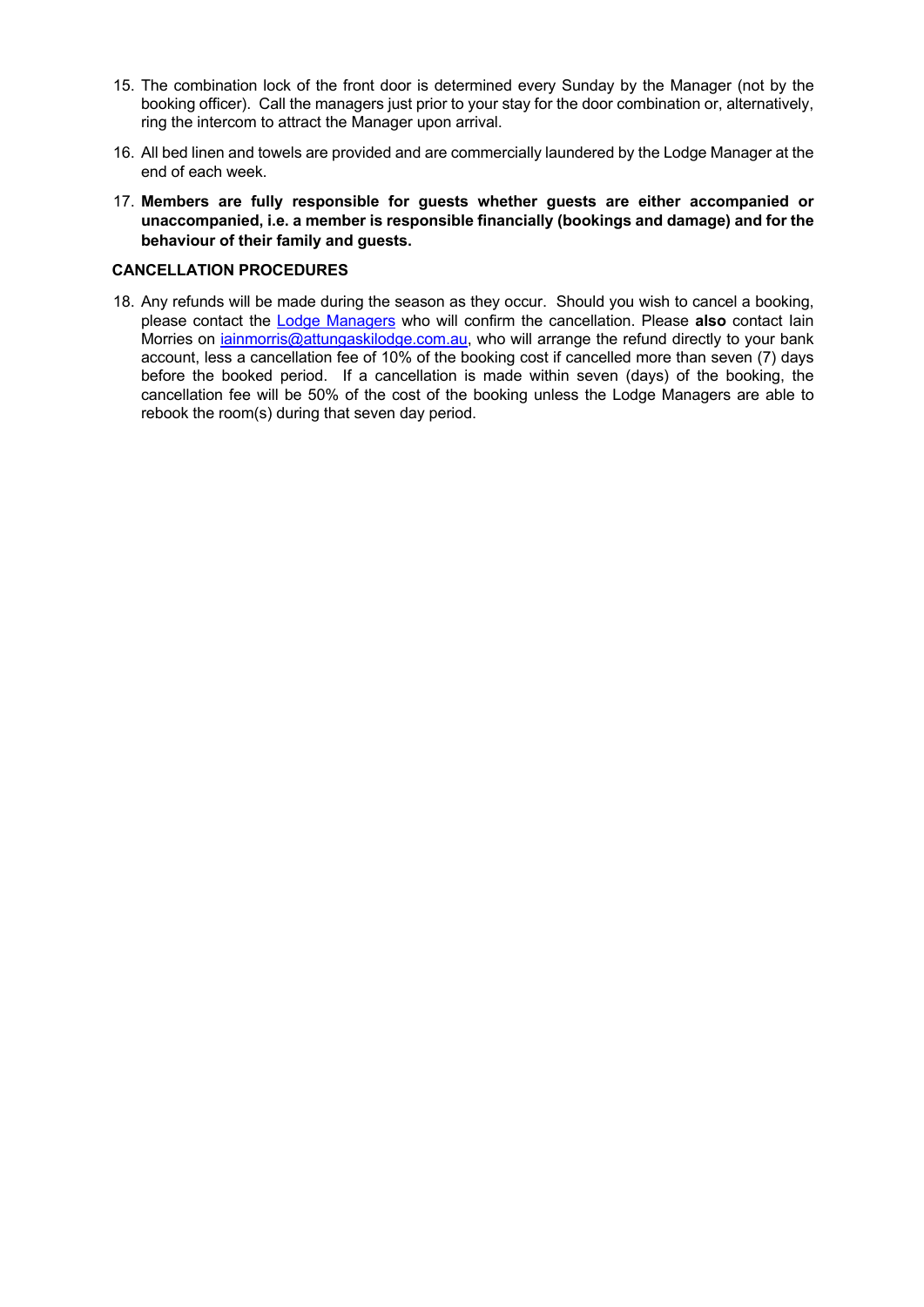15. The combination lock of the front door is determined every Sunday by the Manager (not by the booking officer). Call the managers just prior to your stay for the door combination or, alternatively, ring the intercom to attract the Manager upon arrival.

16. All bed linen and towels are provided and are commercially laundered by the Lodge Manager at the end of each week.

17. **Members are fully responsible for guests whether guests are either accompanied or unaccompanied, i.e. a member is responsible financially (bookings and damage) and for the behaviour of their family and guests.**

**CANCELLATION PROCEDURES**

18. Any refunds will be made during the season as they occur. Should you wish to cancel a booking, please contact the Lodge Managers who will confirm the cancellation. Please **also** contact Iain Morries on iainmorris@attungaskilodge.com.au, who will arrange the refund directly to your bank account, less a cancellation fee of 10% of the booking cost if cancelled more than seven (7) days before the booked period. If a cancellation is made within seven (days) of the booking, the cancellation fee will be 50% of the cost of the booking unless the Lodge Managers are able to rebook the room(s) during that seven day period.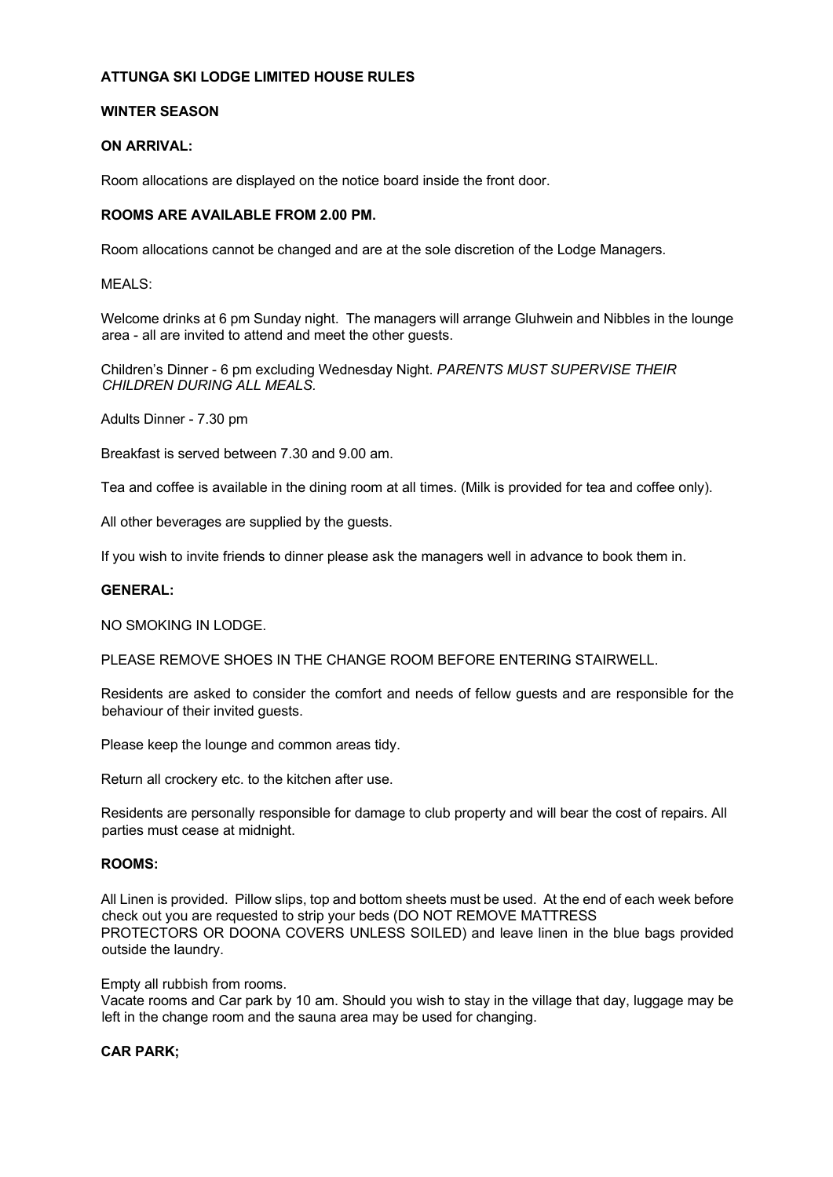**ATTUNGA SKI LODGE LIMITED HOUSE RULES**

**WINTER SEASON**

**ON ARRIVAL:**

Room allocations are displayed on the notice board inside the front door.

**ROOMS ARE AVAILABLE FROM 2.00 PM.**

Room allocations cannot be changed and are at the sole discretion of the Lodge Managers.

MEALS:

Welcome drinks at 6 pm Sunday night. The managers will arrange Gluhwein and Nibbles in the lounge area - all are invited to attend and meet the other guests.

Children's Dinner - 6 pm excluding Wednesday Night. *PARENTS MUST SUPERVISE THEIR CHILDREN DURING ALL MEALS.*

Adults Dinner - 7.30 pm

Breakfast is served between 7.30 and 9.00 am.

Tea and coffee is available in the dining room at all times. (Milk is provided for tea and coffee only).

All other beverages are supplied by the guests.

If you wish to invite friends to dinner please ask the managers well in advance to book them in.

**GENERAL:**

NO SMOKING IN LODGE.

PLEASE REMOVE SHOES IN THE CHANGE ROOM BEFORE ENTERING STAIRWELL.

Residents are asked to consider the comfort and needs of fellow guests and are responsible for the behaviour of their invited guests.

Please keep the lounge and common areas tidy.

Return all crockery etc. to the kitchen after use.

Residents are personally responsible for damage to club property and will bear the cost of repairs. All parties must cease at midnight.

**ROOMS:**

All Linen is provided. Pillow slips, top and bottom sheets must be used. At the end of each week before check out you are requested to strip your beds (DO NOT REMOVE MATTRESS PROTECTORS OR DOONA COVERS UNLESS SOILED) and leave linen in the blue bags provided outside the laundry.

Empty all rubbish from rooms.
Vacate rooms and Car park by 10 am. Should you wish to stay in the village that day, luggage may be left in the change room and the sauna area may be used for changing.

**CAR PARK;**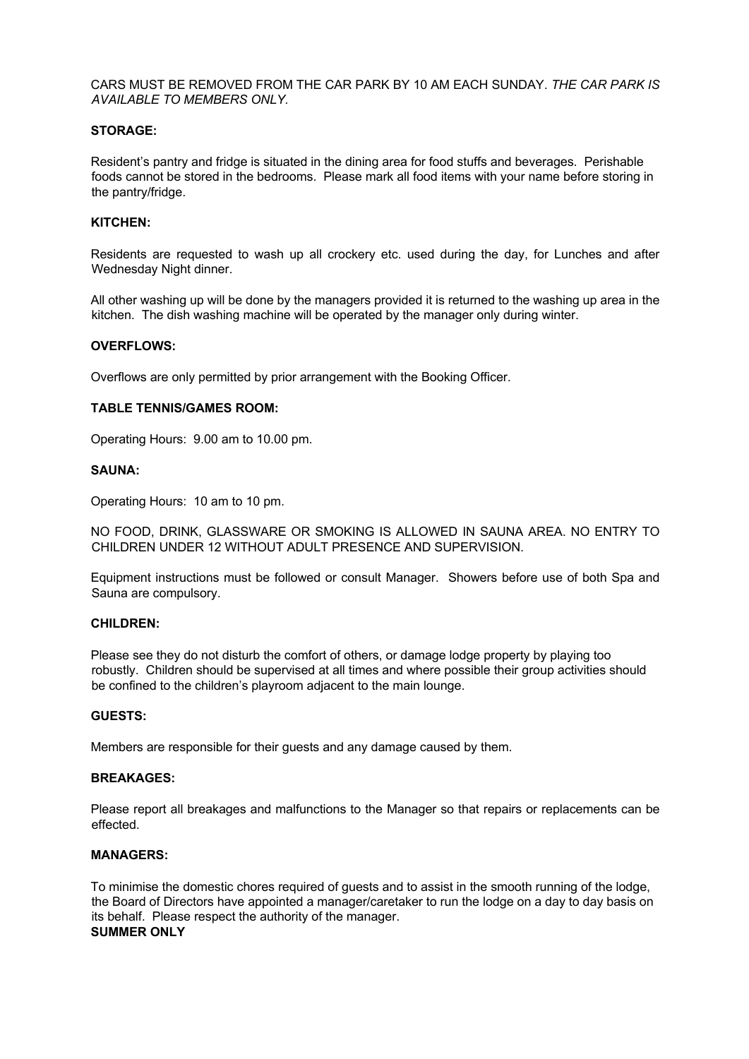CARS MUST BE REMOVED FROM THE CAR PARK BY 10 AM EACH SUNDAY. *THE CAR PARK IS AVAILABLE TO MEMBERS ONLY.*

**STORAGE:**

Resident's pantry and fridge is situated in the dining area for food stuffs and beverages. Perishable foods cannot be stored in the bedrooms. Please mark all food items with your name before storing in the pantry/fridge.

**KITCHEN:**

Residents are requested to wash up all crockery etc. used during the day, for Lunches and after Wednesday Night dinner.

All other washing up will be done by the managers provided it is returned to the washing up area in the kitchen. The dish washing machine will be operated by the manager only during winter.

**OVERFLOWS:**

Overflows are only permitted by prior arrangement with the Booking Officer.

**TABLE TENNIS/GAMES ROOM:**

Operating Hours: 9.00 am to 10.00 pm.

**SAUNA:**

Operating Hours: 10 am to 10 pm.

NO FOOD, DRINK, GLASSWARE OR SMOKING IS ALLOWED IN SAUNA AREA. NO ENTRY TO CHILDREN UNDER 12 WITHOUT ADULT PRESENCE AND SUPERVISION.

Equipment instructions must be followed or consult Manager. Showers before use of both Spa and Sauna are compulsory.

**CHILDREN:**

Please see they do not disturb the comfort of others, or damage lodge property by playing too robustly. Children should be supervised at all times and where possible their group activities should be confined to the children's playroom adjacent to the main lounge.

**GUESTS:**

Members are responsible for their guests and any damage caused by them.

**BREAKAGES:**

Please report all breakages and malfunctions to the Manager so that repairs or replacements can be effected.

**MANAGERS:**

To minimise the domestic chores required of guests and to assist in the smooth running of the lodge, the Board of Directors have appointed a manager/caretaker to run the lodge on a day to day basis on its behalf. Please respect the authority of the manager.

**SUMMER ONLY**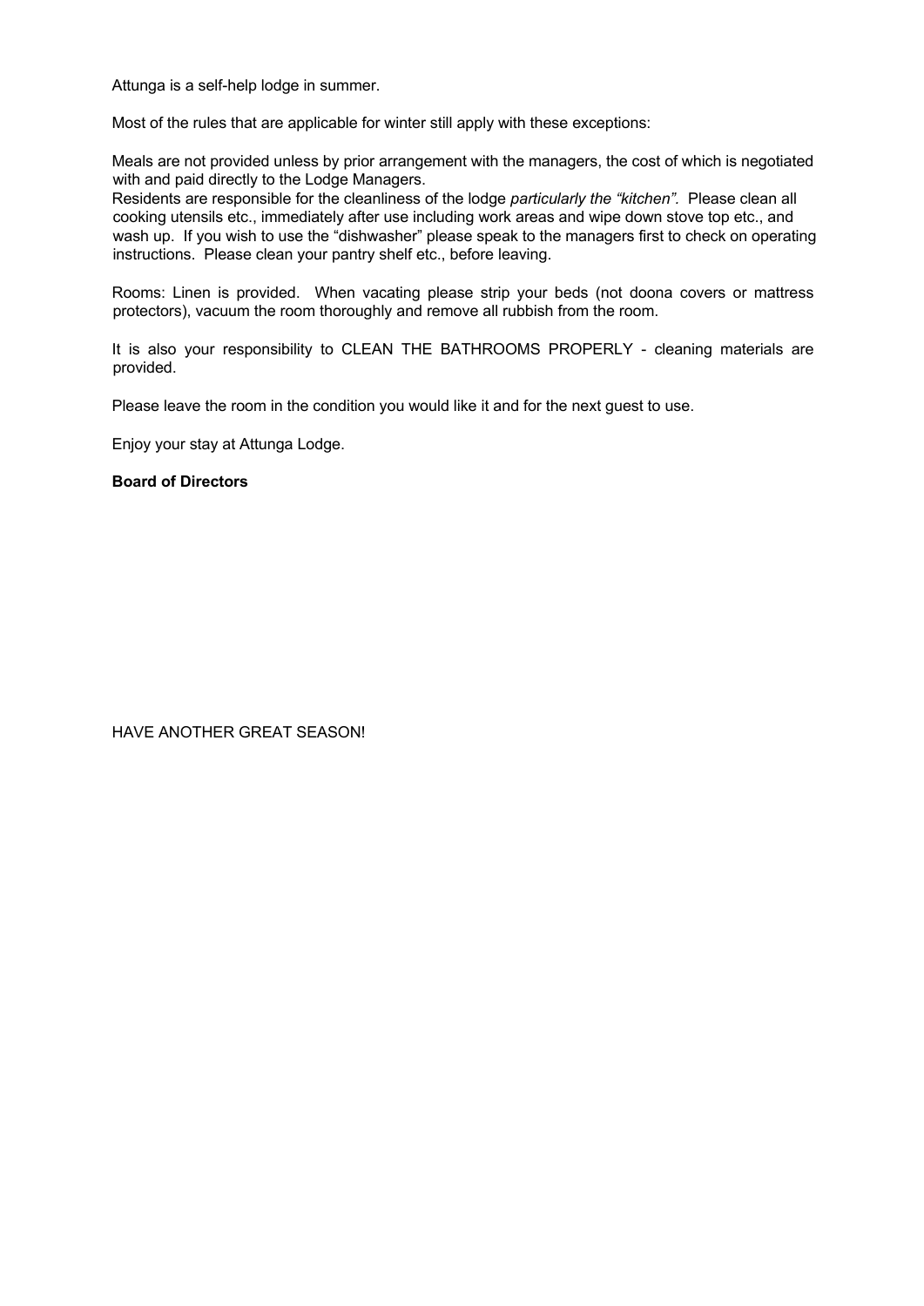Attunga is a self-help lodge in summer.

Most of the rules that are applicable for winter still apply with these exceptions:

Meals are not provided unless by prior arrangement with the managers, the cost of which is negotiated with and paid directly to the Lodge Managers.
Residents are responsible for the cleanliness of the lodge *particularly the "kitchen".* Please clean all cooking utensils etc., immediately after use including work areas and wipe down stove top etc., and wash up. If you wish to use the "dishwasher" please speak to the managers first to check on operating instructions. Please clean your pantry shelf etc., before leaving.

Rooms: Linen is provided. When vacating please strip your beds (not doona covers or mattress protectors), vacuum the room thoroughly and remove all rubbish from the room.

It is also your responsibility to CLEAN THE BATHROOMS PROPERLY - cleaning materials are provided.

Please leave the room in the condition you would like it and for the next guest to use.

Enjoy your stay at Attunga Lodge.

**Board of Directors**

HAVE ANOTHER GREAT SEASON!